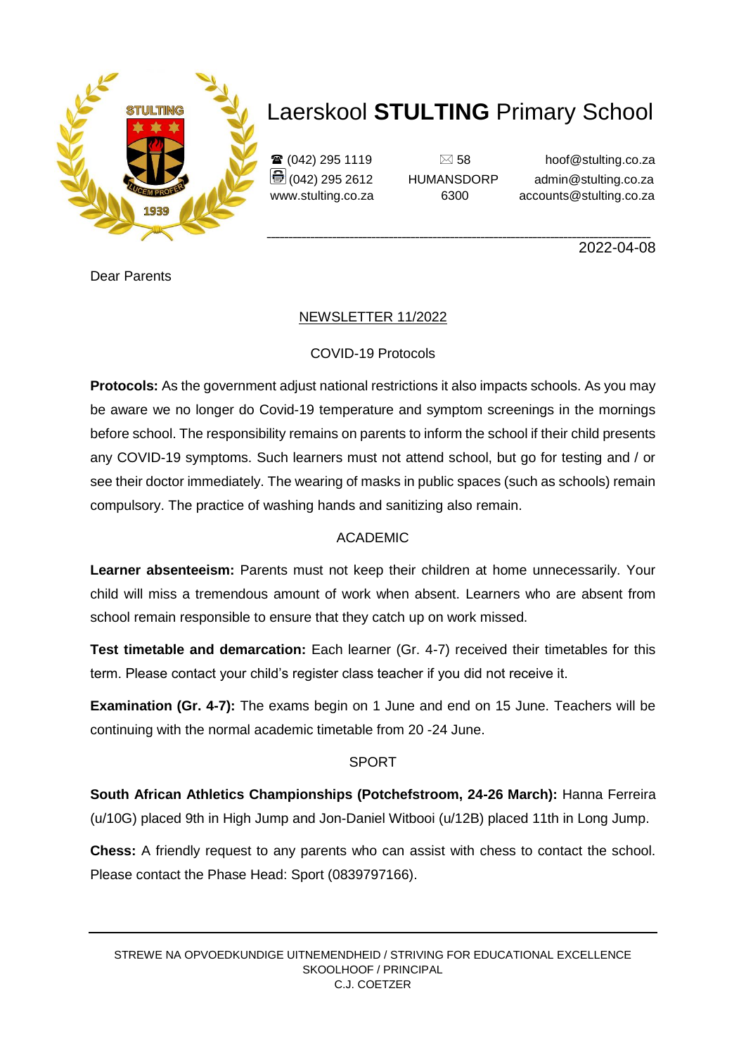# Laerskool **STULTING** Primary School

☎ (042) 295 1119
(042) 295 2612
www.stulting.co.za

✉ 58
HUMANSDORP
6300

hoof@stulting.co.za
admin@stulting.co.za
accounts@stulting.co.za

2022-04-08

Dear Parents

## NEWSLETTER 11/2022

### COVID-19 Protocols

**Protocols:** As the government adjust national restrictions it also impacts schools. As you may be aware we no longer do Covid-19 temperature and symptom screenings in the mornings before school. The responsibility remains on parents to inform the school if their child presents any COVID-19 symptoms. Such learners must not attend school, but go for testing and / or see their doctor immediately. The wearing of masks in public spaces (such as schools) remain compulsory. The practice of washing hands and sanitizing also remain.

### ACADEMIC

**Learner absenteeism:** Parents must not keep their children at home unnecessarily. Your child will miss a tremendous amount of work when absent. Learners who are absent from school remain responsible to ensure that they catch up on work missed.

**Test timetable and demarcation:** Each learner (Gr. 4-7) received their timetables for this term. Please contact your child's register class teacher if you did not receive it.

**Examination (Gr. 4-7):** The exams begin on 1 June and end on 15 June. Teachers will be continuing with the normal academic timetable from 20 -24 June.

### SPORT

**South African Athletics Championships (Potchefstroom, 24-26 March):** Hanna Ferreira (u/10G) placed 9th in High Jump and Jon-Daniel Witbooi (u/12B) placed 11th in Long Jump.

**Chess:** A friendly request to any parents who can assist with chess to contact the school. Please contact the Phase Head: Sport (0839797166).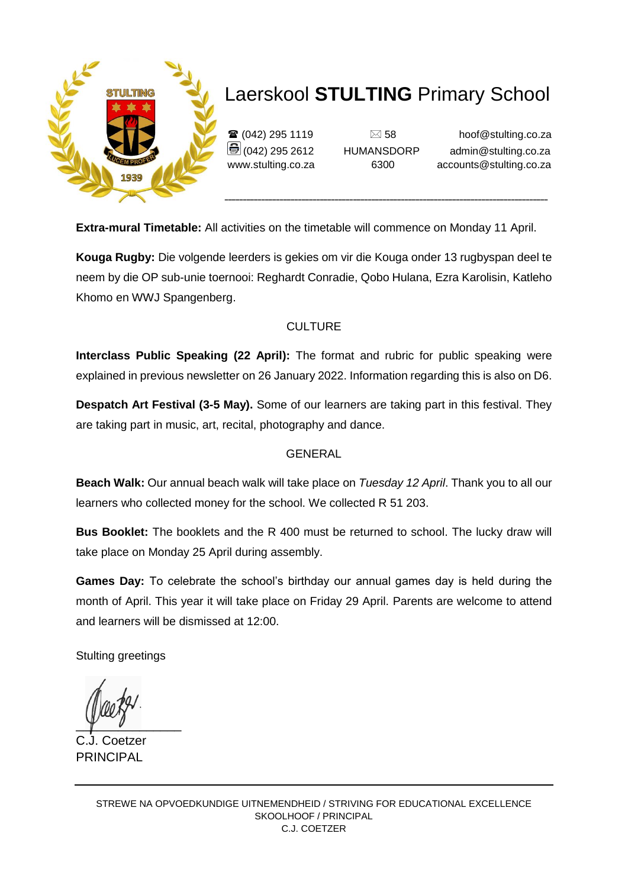# Laerskool **STULTING** Primary School

☎ (042) 295 1119
(042) 295 2612
www.stulting.co.za

✉ 58
HUMANSDORP
6300

hoof@stulting.co.za
admin@stulting.co.za
accounts@stulting.co.za

---

**Extra-mural Timetable:** All activities on the timetable will commence on Monday 11 April.

**Kouga Rugby:** Die volgende leerders is gekies om vir die Kouga onder 13 rugbyspan deel te neem by die OP sub-unie toernooi: Reghardt Conradie, Qobo Hulana, Ezra Karolisin, Katleho Khomo en WWJ Spangenberg.

## CULTURE

**Interclass Public Speaking (22 April):** The format and rubric for public speaking were explained in previous newsletter on 26 January 2022. Information regarding this is also on D6.

**Despatch Art Festival (3-5 May).** Some of our learners are taking part in this festival. They are taking part in music, art, recital, photography and dance.

## GENERAL

**Beach Walk:** Our annual beach walk will take place on *Tuesday 12 April*. Thank you to all our learners who collected money for the school. We collected R 51 203.

**Bus Booklet:** The booklets and the R 400 must be returned to school. The lucky draw will take place on Monday 25 April during assembly.

**Games Day:** To celebrate the school's birthday our annual games day is held during the month of April. This year it will take place on Friday 29 April. Parents are welcome to attend and learners will be dismissed at 12:00.

Stulting greetings

C.J. Coetzer
PRINCIPAL